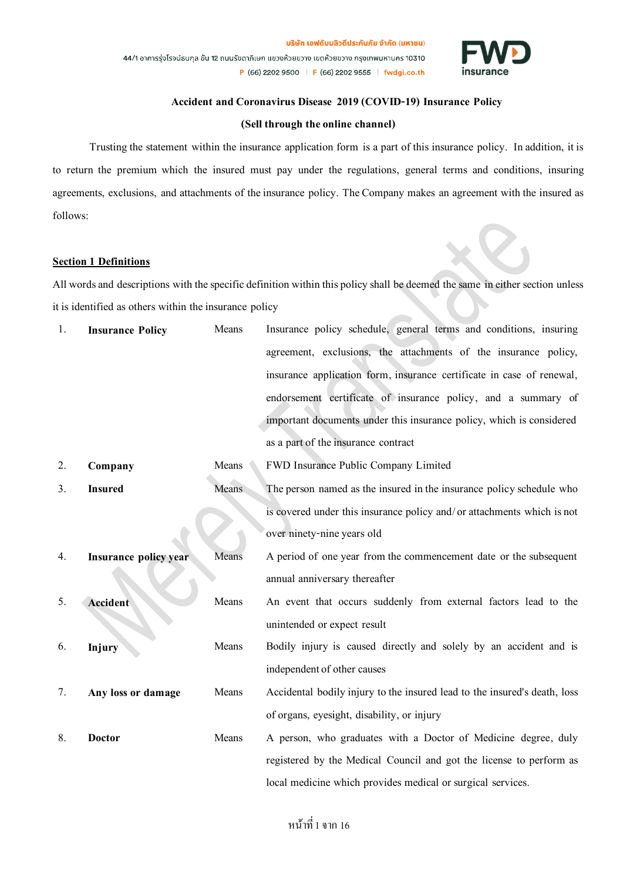บริษัท เอฟดับบลิวดีประกันภัย จำกัด (มหาชน)
44/1 อาคารรุ่งโรจน์ธนกุล ชั้น 12 ถนนรัชดาภิเษก แขวงห้วยขวาง เขตห้วยขวาง กรุงเทพมหานคร 10310
P (66) 2202 9500 | F (66) 2202 9555 | fwdgi.co.th

**Accident and Coronavirus Disease 2019 (COVID-19) Insurance Policy**

**(Sell through the online channel)**

Trusting the statement within the insurance application form is a part of this insurance policy. In addition, it is to return the premium which the insured must pay under the regulations, general terms and conditions, insuring agreements, exclusions, and attachments of the insurance policy. The Company makes an agreement with the insured as follows:

## Section 1 Definitions

All words and descriptions with the specific definition within this policy shall be deemed the same in either section unless it is identified as others within the insurance policy

1. **Insurance Policy** Means Insurance policy schedule, general terms and conditions, insuring agreement, exclusions, the attachments of the insurance policy, insurance application form, insurance certificate in case of renewal, endorsement certificate of insurance policy, and a summary of important documents under this insurance policy, which is considered as a part of the insurance contract
2. **Company** Means FWD Insurance Public Company Limited
3. **Insured** Means The person named as the insured in the insurance policy schedule who is covered under this insurance policy and/or attachments which is not over ninety-nine years old
4. **Insurance policy year** Means A period of one year from the commencement date or the subsequent annual anniversary thereafter
5. **Accident** Means An event that occurs suddenly from external factors lead to the unintended or expect result
6. **Injury** Means Bodily injury is caused directly and solely by an accident and is independent of other causes
7. **Any loss or damage** Means Accidental bodily injury to the insured lead to the insured's death, loss of organs, eyesight, disability, or injury
8. **Doctor** Means A person, who graduates with a Doctor of Medicine degree, duly registered by the Medical Council and got the license to perform as local medicine which provides medical or surgical services.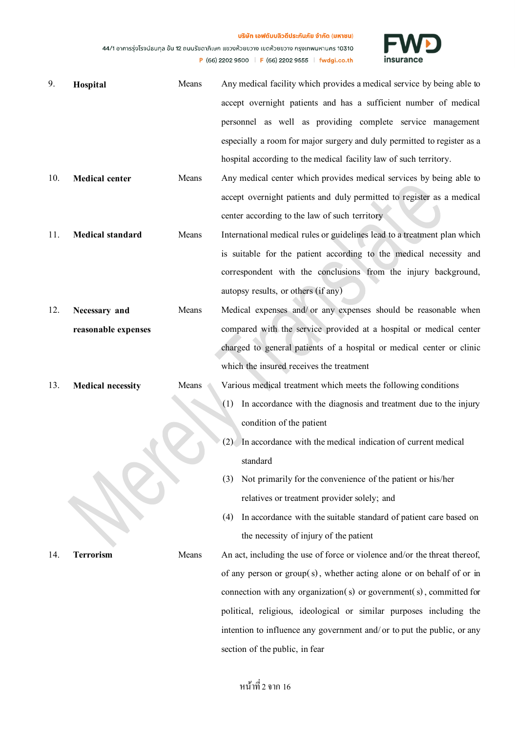9. **Hospital** Means Any medical facility which provides a medical service by being able to accept overnight patients and has a sufficient number of medical personnel as well as providing complete service management especially a room for major surgery and duly permitted to register as a hospital according to the medical facility law of such territory.

10. **Medical center** Means Any medical center which provides medical services by being able to accept overnight patients and duly permitted to register as a medical center according to the law of such territory

11. **Medical standard** Means International medical rules or guidelines lead to a treatment plan which is suitable for the patient according to the medical necessity and correspondent with the conclusions from the injury background, autopsy results, or others (if any)

12. **Necessary and reasonable expenses** Means Medical expenses and/or any expenses should be reasonable when compared with the service provided at a hospital or medical center charged to general patients of a hospital or medical center or clinic which the insured receives the treatment

13. **Medical necessity** Means Various medical treatment which meets the following conditions
    (1) In accordance with the diagnosis and treatment due to the injury condition of the patient
    (2) In accordance with the medical indication of current medical standard
    (3) Not primarily for the convenience of the patient or his/her relatives or treatment provider solely; and
    (4) In accordance with the suitable standard of patient care based on the necessity of injury of the patient

14. **Terrorism** Means An act, including the use of force or violence and/or the threat thereof, of any person or group(s), whether acting alone or on behalf of or in connection with any organization(s) or government(s), committed for political, religious, ideological or similar purposes including the intention to influence any government and/or to put the public, or any section of the public, in fear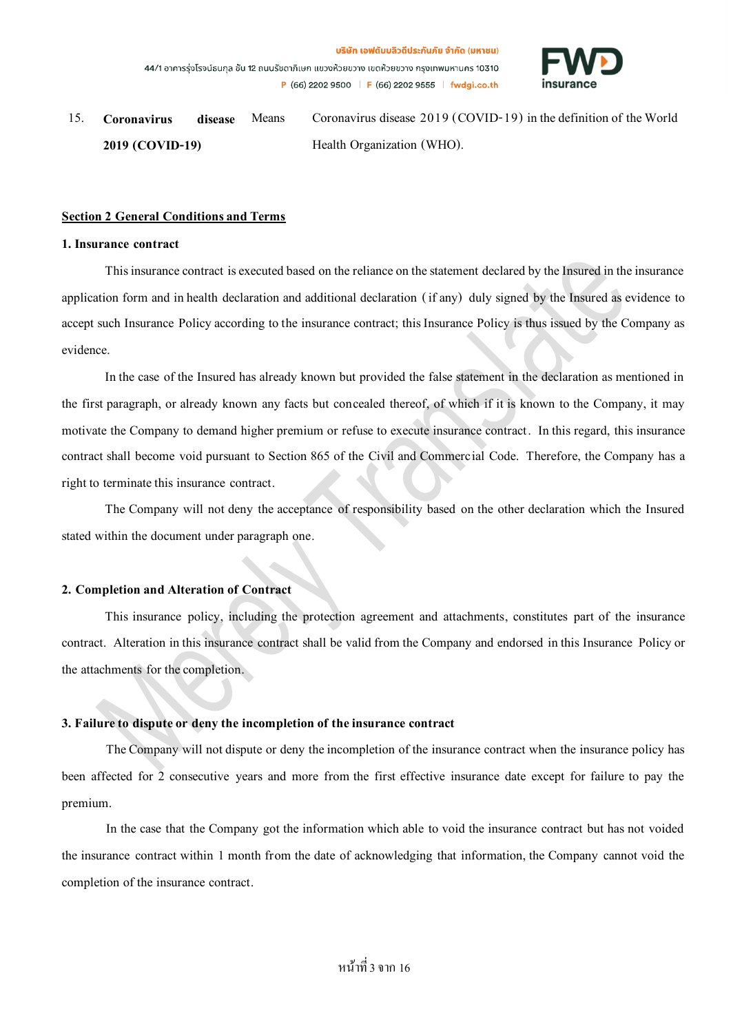| 15. | **Coronavirus disease 2019 (COVID-19)** | Means | Coronavirus disease 2019 (COVID-19) in the definition of the World Health Organization (WHO). |
|---|---|---|---|

## Section 2 General Conditions and Terms

**1. Insurance contract**

This insurance contract is executed based on the reliance on the statement declared by the Insured in the insurance application form and in health declaration and additional declaration (if any) duly signed by the Insured as evidence to accept such Insurance Policy according to the insurance contract; this Insurance Policy is thus issued by the Company as evidence.

In the case of the Insured has already known but provided the false statement in the declaration as mentioned in the first paragraph, or already known any facts but concealed thereof, of which if it is known to the Company, it may motivate the Company to demand higher premium or refuse to execute insurance contract. In this regard, this insurance contract shall become void pursuant to Section 865 of the Civil and Commercial Code. Therefore, the Company has a right to terminate this insurance contract.

The Company will not deny the acceptance of responsibility based on the other declaration which the Insured stated within the document under paragraph one.

**2. Completion and Alteration of Contract**

This insurance policy, including the protection agreement and attachments, constitutes part of the insurance contract. Alteration in this insurance contract shall be valid from the Company and endorsed in this Insurance Policy or the attachments for the completion.

**3. Failure to dispute or deny the incompletion of the insurance contract**

The Company will not dispute or deny the incompletion of the insurance contract when the insurance policy has been affected for 2 consecutive years and more from the first effective insurance date except for failure to pay the premium.

In the case that the Company got the information which able to void the insurance contract but has not voided the insurance contract within 1 month from the date of acknowledging that information, the Company cannot void the completion of the insurance contract.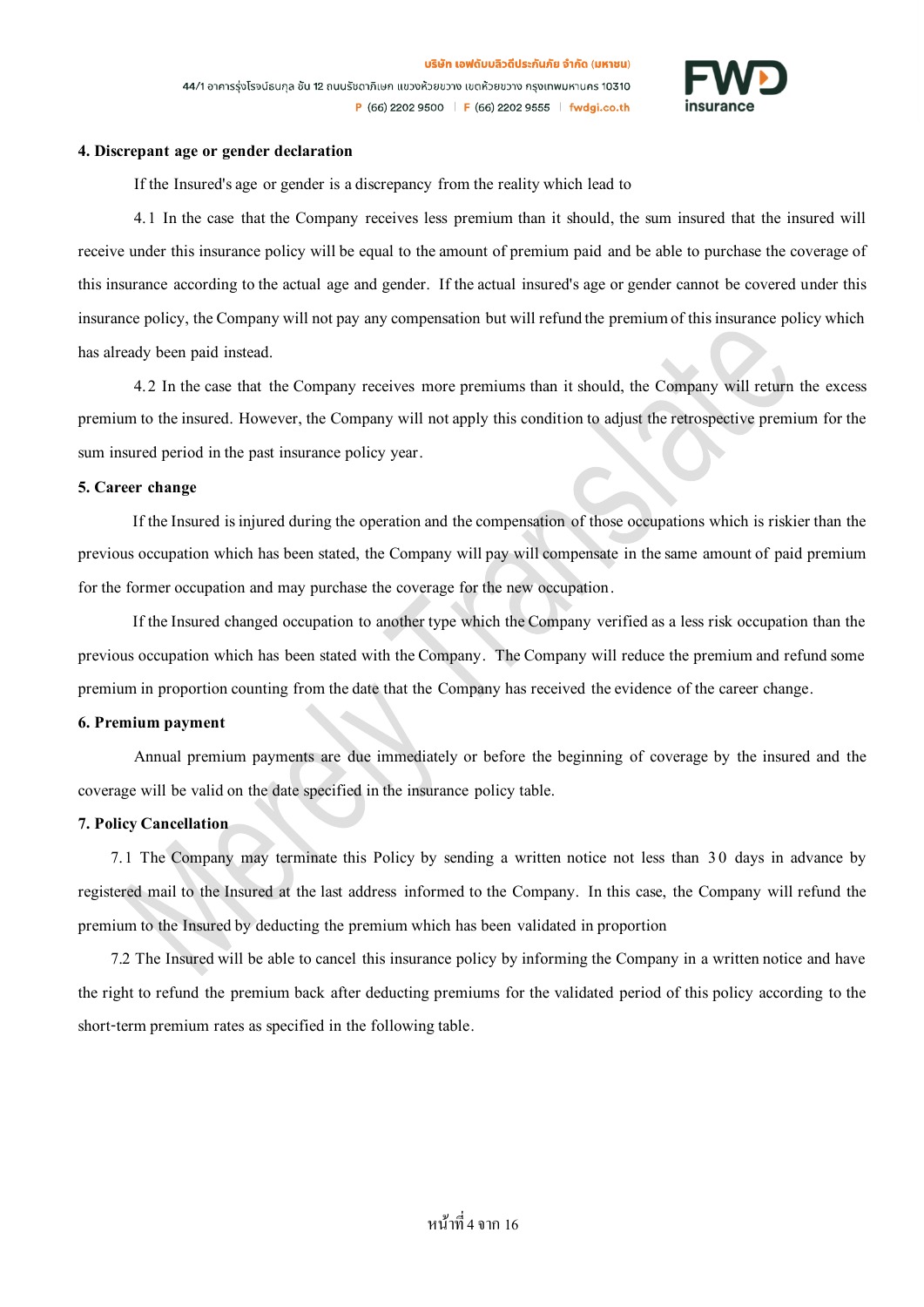**4. Discrepant age or gender declaration**

If the Insured's age or gender is a discrepancy from the reality which lead to

4.1 In the case that the Company receives less premium than it should, the sum insured that the insured will receive under this insurance policy will be equal to the amount of premium paid and be able to purchase the coverage of this insurance according to the actual age and gender. If the actual insured's age or gender cannot be covered under this insurance policy, the Company will not pay any compensation but will refund the premium of this insurance policy which has already been paid instead.

4.2 In the case that the Company receives more premiums than it should, the Company will return the excess premium to the insured. However, the Company will not apply this condition to adjust the retrospective premium for the sum insured period in the past insurance policy year.

**5. Career change**

If the Insured is injured during the operation and the compensation of those occupations which is riskier than the previous occupation which has been stated, the Company will pay will compensate in the same amount of paid premium for the former occupation and may purchase the coverage for the new occupation.

If the Insured changed occupation to another type which the Company verified as a less risk occupation than the previous occupation which has been stated with the Company. The Company will reduce the premium and refund some premium in proportion counting from the date that the Company has received the evidence of the career change.

**6. Premium payment**

Annual premium payments are due immediately or before the beginning of coverage by the insured and the coverage will be valid on the date specified in the insurance policy table.

**7. Policy Cancellation**

7.1 The Company may terminate this Policy by sending a written notice not less than 30 days in advance by registered mail to the Insured at the last address informed to the Company. In this case, the Company will refund the premium to the Insured by deducting the premium which has been validated in proportion

7.2 The Insured will be able to cancel this insurance policy by informing the Company in a written notice and have the right to refund the premium back after deducting premiums for the validated period of this policy according to the short-term premium rates as specified in the following table.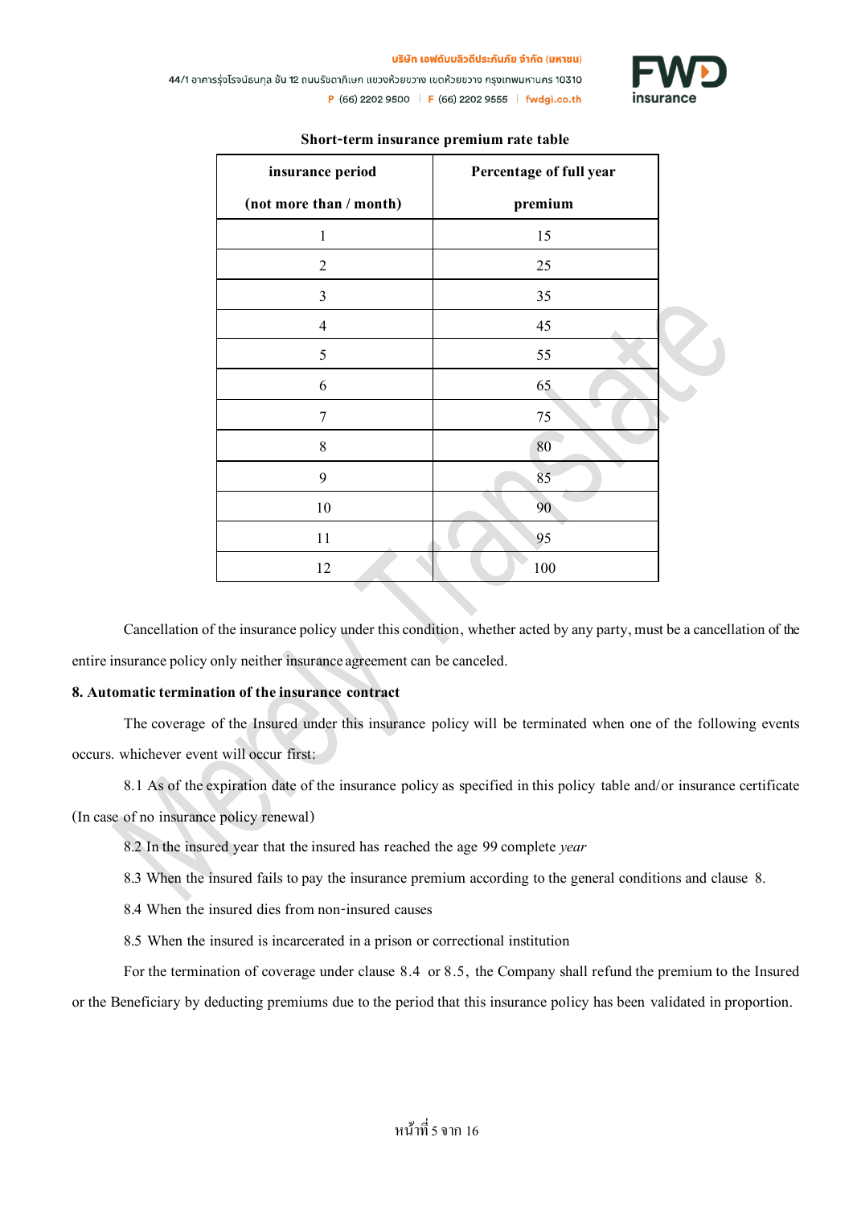**Short-term insurance premium rate table**

| insurance period (not more than / month) | Percentage of full year premium |
|---|---|
| 1 | 15 |
| 2 | 25 |
| 3 | 35 |
| 4 | 45 |
| 5 | 55 |
| 6 | 65 |
| 7 | 75 |
| 8 | 80 |
| 9 | 85 |
| 10 | 90 |
| 11 | 95 |
| 12 | 100 |

Cancellation of the insurance policy under this condition, whether acted by any party, must be a cancellation of the entire insurance policy only neither insurance agreement can be canceled.

**8. Automatic termination of the insurance contract**

The coverage of the Insured under this insurance policy will be terminated when one of the following events occurs. whichever event will occur first:

8.1 As of the expiration date of the insurance policy as specified in this policy table and/or insurance certificate (In case of no insurance policy renewal)

8.2 In the insured year that the insured has reached the age 99 complete *year*

8.3 When the insured fails to pay the insurance premium according to the general conditions and clause 8.

8.4 When the insured dies from non-insured causes

8.5 When the insured is incarcerated in a prison or correctional institution

For the termination of coverage under clause 8.4 or 8.5, the Company shall refund the premium to the Insured or the Beneficiary by deducting premiums due to the period that this insurance policy has been validated in proportion.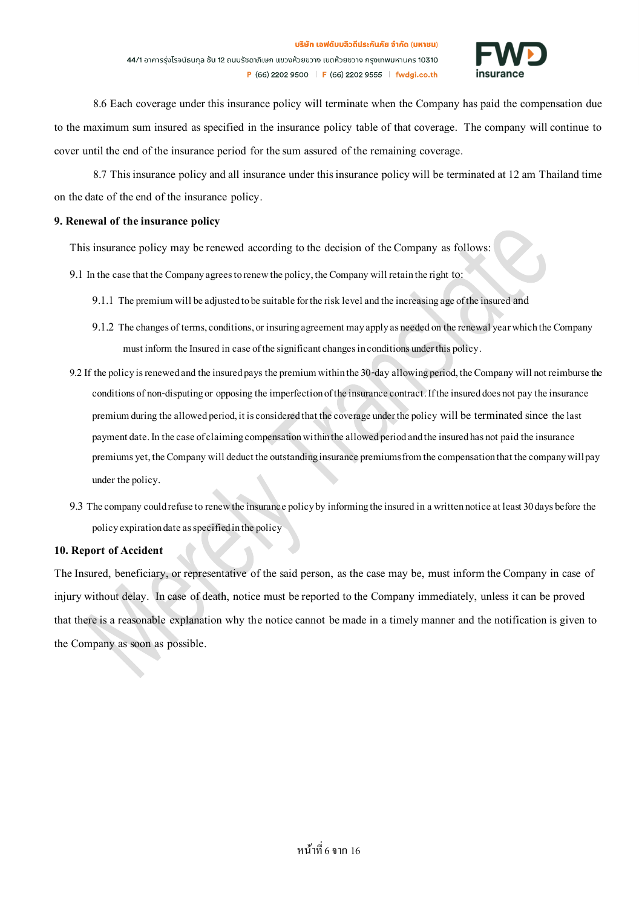8.6 Each coverage under this insurance policy will terminate when the Company has paid the compensation due to the maximum sum insured as specified in the insurance policy table of that coverage. The company will continue to cover until the end of the insurance period for the sum assured of the remaining coverage.

8.7 This insurance policy and all insurance under this insurance policy will be terminated at 12 am Thailand time on the date of the end of the insurance policy.

**9. Renewal of the insurance policy**

This insurance policy may be renewed according to the decision of the Company as follows:

9.1 In the case that the Company agrees to renew the policy, the Company will retain the right to:

9.1.1 The premium will be adjusted to be suitable for the risk level and the increasing age of the insured and

9.1.2 The changes of terms, conditions, or insuring agreement may apply as needed on the renewal year which the Company must inform the Insured in case of the significant changes in conditions under this policy.

9.2 If the policy is renewed and the insured pays the premium within the 30-day allowing period, the Company will not reimburse the conditions of non-disputing or opposing the imperfection of the insurance contract. If the insured does not pay the insurance premium during the allowed period, it is considered that the coverage under the policy will be terminated since the last payment date. In the case of claiming compensation within the allowed period and the insured has not paid the insurance premiums yet, the Company will deduct the outstanding insurance premiums from the compensation that the company will pay under the policy.

9.3 The company could refuse to renew the insurance policy by informing the insured in a written notice at least 30 days before the policy expiration date as specified in the policy

**10. Report of Accident**

The Insured, beneficiary, or representative of the said person, as the case may be, must inform the Company in case of injury without delay. In case of death, notice must be reported to the Company immediately, unless it can be proved that there is a reasonable explanation why the notice cannot be made in a timely manner and the notification is given to the Company as soon as possible.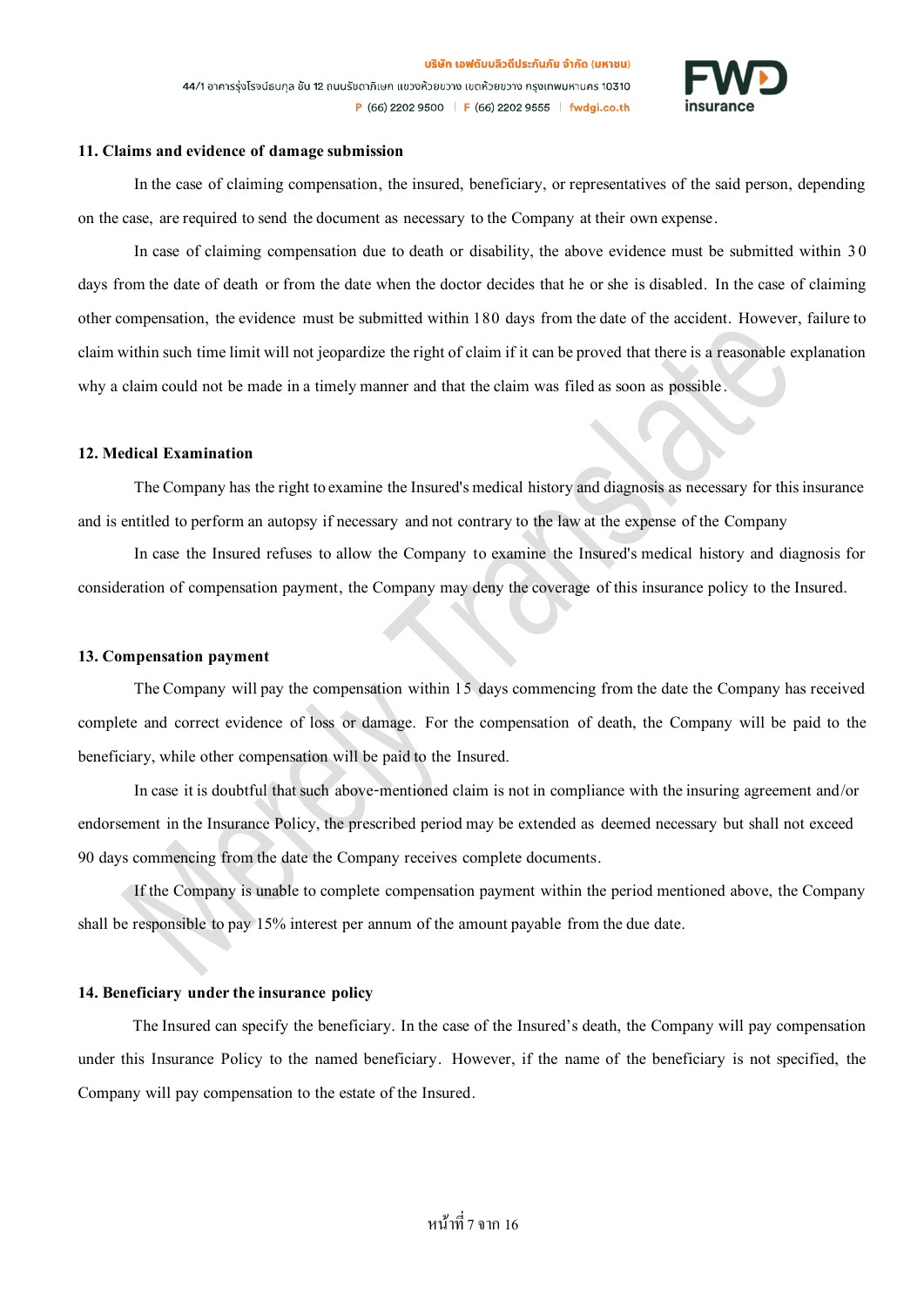**11. Claims and evidence of damage submission**

In the case of claiming compensation, the insured, beneficiary, or representatives of the said person, depending on the case, are required to send the document as necessary to the Company at their own expense.

In case of claiming compensation due to death or disability, the above evidence must be submitted within 30 days from the date of death or from the date when the doctor decides that he or she is disabled. In the case of claiming other compensation, the evidence must be submitted within 180 days from the date of the accident. However, failure to claim within such time limit will not jeopardize the right of claim if it can be proved that there is a reasonable explanation why a claim could not be made in a timely manner and that the claim was filed as soon as possible.

**12. Medical Examination**

The Company has the right to examine the Insured's medical history and diagnosis as necessary for this insurance and is entitled to perform an autopsy if necessary and not contrary to the law at the expense of the Company

In case the Insured refuses to allow the Company to examine the Insured's medical history and diagnosis for consideration of compensation payment, the Company may deny the coverage of this insurance policy to the Insured.

**13. Compensation payment**

The Company will pay the compensation within 15 days commencing from the date the Company has received complete and correct evidence of loss or damage. For the compensation of death, the Company will be paid to the beneficiary, while other compensation will be paid to the Insured.

In case it is doubtful that such above-mentioned claim is not in compliance with the insuring agreement and/or endorsement in the Insurance Policy, the prescribed period may be extended as deemed necessary but shall not exceed 90 days commencing from the date the Company receives complete documents.

If the Company is unable to complete compensation payment within the period mentioned above, the Company shall be responsible to pay 15% interest per annum of the amount payable from the due date.

**14. Beneficiary under the insurance policy**

The Insured can specify the beneficiary. In the case of the Insured's death, the Company will pay compensation under this Insurance Policy to the named beneficiary. However, if the name of the beneficiary is not specified, the Company will pay compensation to the estate of the Insured.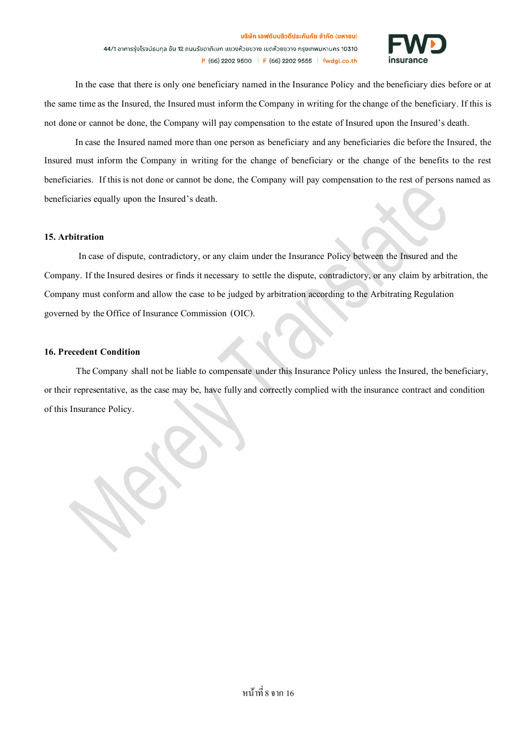In the case that there is only one beneficiary named in the Insurance Policy and the beneficiary dies before or at the same time as the Insured, the Insured must inform the Company in writing for the change of the beneficiary. If this is not done or cannot be done, the Company will pay compensation to the estate of Insured upon the Insured's death.

In case the Insured named more than one person as beneficiary and any beneficiaries die before the Insured, the Insured must inform the Company in writing for the change of beneficiary or the change of the benefits to the rest beneficiaries. If this is not done or cannot be done, the Company will pay compensation to the rest of persons named as beneficiaries equally upon the Insured's death.

**15. Arbitration**

In case of dispute, contradictory, or any claim under the Insurance Policy between the Insured and the Company. If the Insured desires or finds it necessary to settle the dispute, contradictory, or any claim by arbitration, the Company must conform and allow the case to be judged by arbitration according to the Arbitrating Regulation governed by the Office of Insurance Commission (OIC).

**16. Precedent Condition**

The Company shall not be liable to compensate under this Insurance Policy unless the Insured, the beneficiary, or their representative, as the case may be, have fully and correctly complied with the insurance contract and condition of this Insurance Policy.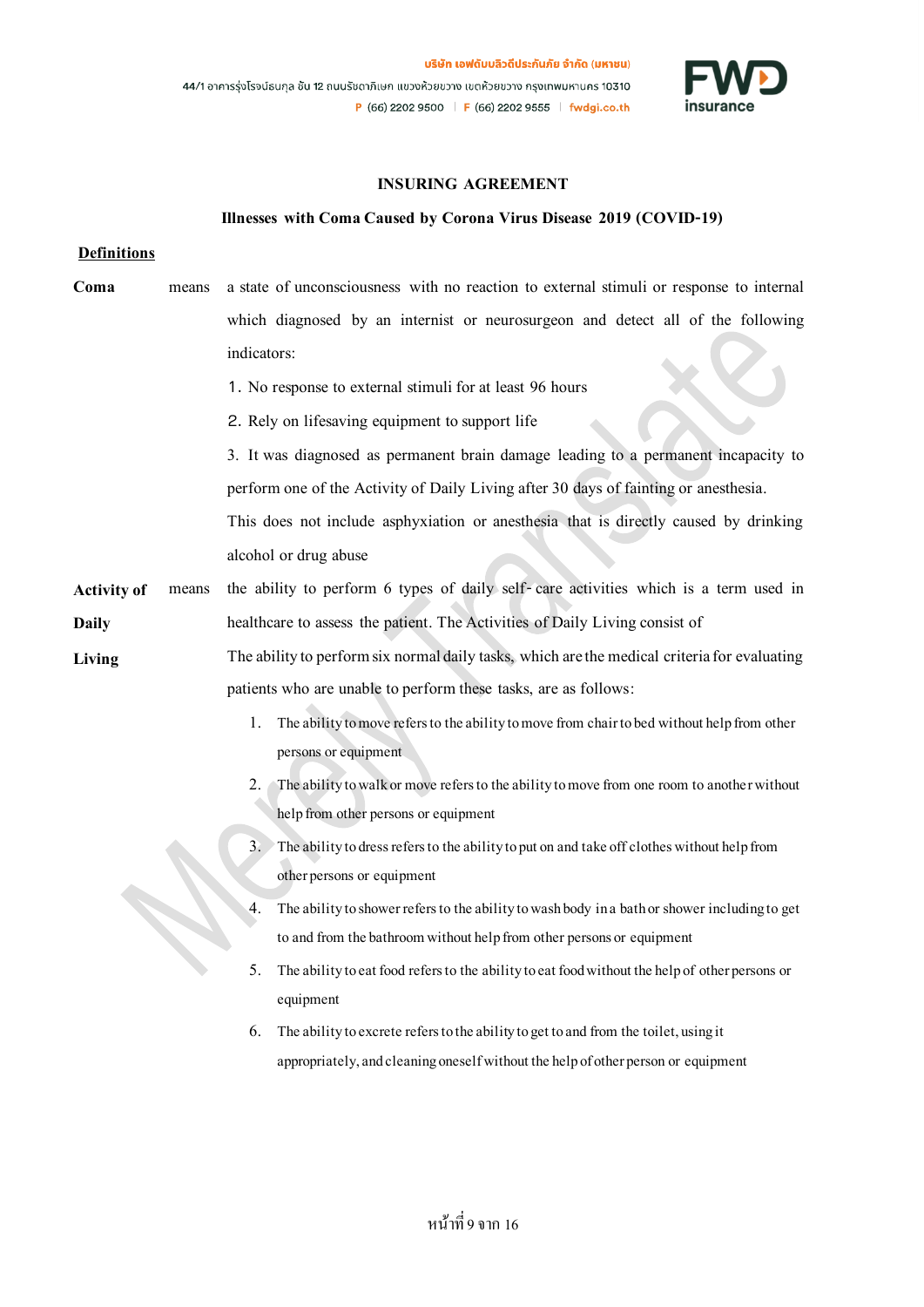**INSURING AGREEMENT**

**Illnesses with Coma Caused by Corona Virus Disease 2019 (COVID-19)**

**Definitions**

**Coma** means a state of unconsciousness with no reaction to external stimuli or response to internal which diagnosed by an internist or neurosurgeon and detect all of the following indicators:

1. No response to external stimuli for at least 96 hours
2. Rely on lifesaving equipment to support life
3. It was diagnosed as permanent brain damage leading to a permanent incapacity to perform one of the Activity of Daily Living after 30 days of fainting or anesthesia.

This does not include asphyxiation or anesthesia that is directly caused by drinking alcohol or drug abuse

**Activity of Daily Living** means the ability to perform 6 types of daily self-care activities which is a term used in healthcare to assess the patient. The Activities of Daily Living consist of

The ability to perform six normal daily tasks, which are the medical criteria for evaluating patients who are unable to perform these tasks, are as follows:

1. The ability to move refers to the ability to move from chair to bed without help from other persons or equipment
2. The ability to walk or move refers to the ability to move from one room to another without help from other persons or equipment
3. The ability to dress refers to the ability to put on and take off clothes without help from other persons or equipment
4. The ability to shower refers to the ability to wash body in a bath or shower including to get to and from the bathroom without help from other persons or equipment
5. The ability to eat food refers to the ability to eat food without the help of other persons or equipment
6. The ability to excrete refers to the ability to get to and from the toilet, using it appropriately, and cleaning oneself without the help of other person or equipment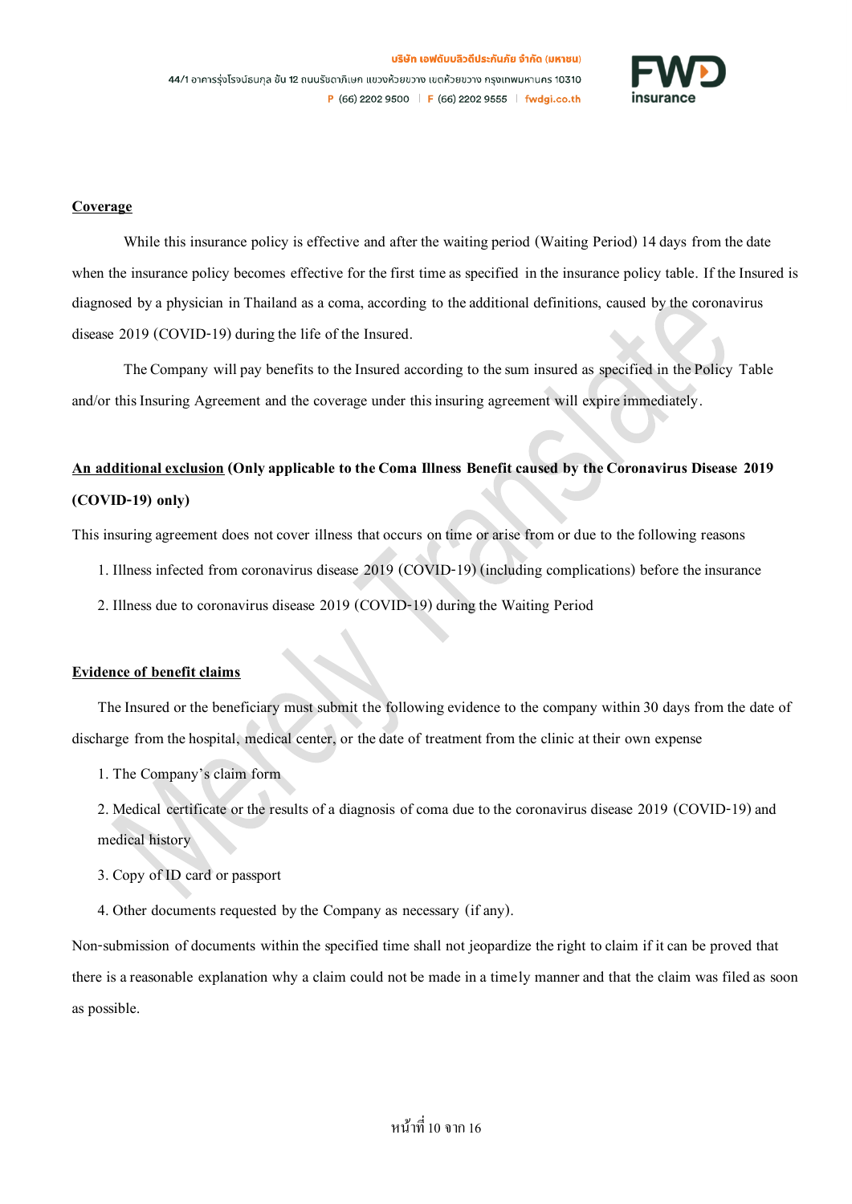**Coverage**

While this insurance policy is effective and after the waiting period (Waiting Period) 14 days from the date when the insurance policy becomes effective for the first time as specified in the insurance policy table. If the Insured is diagnosed by a physician in Thailand as a coma, according to the additional definitions, caused by the coronavirus disease 2019 (COVID-19) during the life of the Insured.

The Company will pay benefits to the Insured according to the sum insured as specified in the Policy Table and/or this Insuring Agreement and the coverage under this insuring agreement will expire immediately.

**An additional exclusion (Only applicable to the Coma Illness Benefit caused by the Coronavirus Disease 2019 (COVID-19) only)**

This insuring agreement does not cover illness that occurs on time or arise from or due to the following reasons

1. Illness infected from coronavirus disease 2019 (COVID-19) (including complications) before the insurance
2. Illness due to coronavirus disease 2019 (COVID-19) during the Waiting Period

**Evidence of benefit claims**

The Insured or the beneficiary must submit the following evidence to the company within 30 days from the date of discharge from the hospital, medical center, or the date of treatment from the clinic at their own expense

1. The Company's claim form
2. Medical certificate or the results of a diagnosis of coma due to the coronavirus disease 2019 (COVID-19) and medical history
3. Copy of ID card or passport
4. Other documents requested by the Company as necessary (if any).

Non-submission of documents within the specified time shall not jeopardize the right to claim if it can be proved that there is a reasonable explanation why a claim could not be made in a timely manner and that the claim was filed as soon as possible.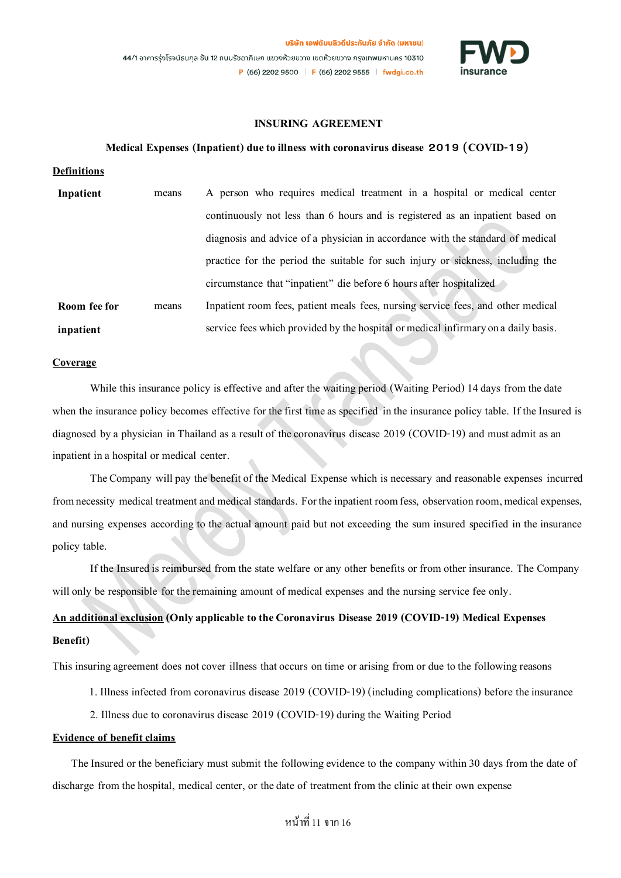# INSURING AGREEMENT

## Medical Expenses (Inpatient) due to illness with coronavirus disease 2019 (COVID-19)

**Definitions**

| | | |
|---|---|---|
| **Inpatient** | means | A person who requires medical treatment in a hospital or medical center continuously not less than 6 hours and is registered as an inpatient based on diagnosis and advice of a physician in accordance with the standard of medical practice for the period the suitable for such injury or sickness, including the circumstance that "inpatient" die before 6 hours after hospitalized |
| **Room fee for inpatient** | means | Inpatient room fees, patient meals fees, nursing service fees, and other medical service fees which provided by the hospital or medical infirmary on a daily basis. |

**Coverage**

While this insurance policy is effective and after the waiting period (Waiting Period) 14 days from the date when the insurance policy becomes effective for the first time as specified in the insurance policy table. If the Insured is diagnosed by a physician in Thailand as a result of the coronavirus disease 2019 (COVID-19) and must admit as an inpatient in a hospital or medical center.

The Company will pay the benefit of the Medical Expense which is necessary and reasonable expenses incurred from necessity medical treatment and medical standards. For the inpatient room fess, observation room, medical expenses, and nursing expenses according to the actual amount paid but not exceeding the sum insured specified in the insurance policy table.

If the Insured is reimbursed from the state welfare or any other benefits or from other insurance. The Company will only be responsible for the remaining amount of medical expenses and the nursing service fee only.

**An additional exclusion (Only applicable to the Coronavirus Disease 2019 (COVID-19) Medical Expenses Benefit)**

This insuring agreement does not cover illness that occurs on time or arising from or due to the following reasons

1. Illness infected from coronavirus disease 2019 (COVID-19) (including complications) before the insurance
2. Illness due to coronavirus disease 2019 (COVID-19) during the Waiting Period

**Evidence of benefit claims**

The Insured or the beneficiary must submit the following evidence to the company within 30 days from the date of discharge from the hospital, medical center, or the date of treatment from the clinic at their own expense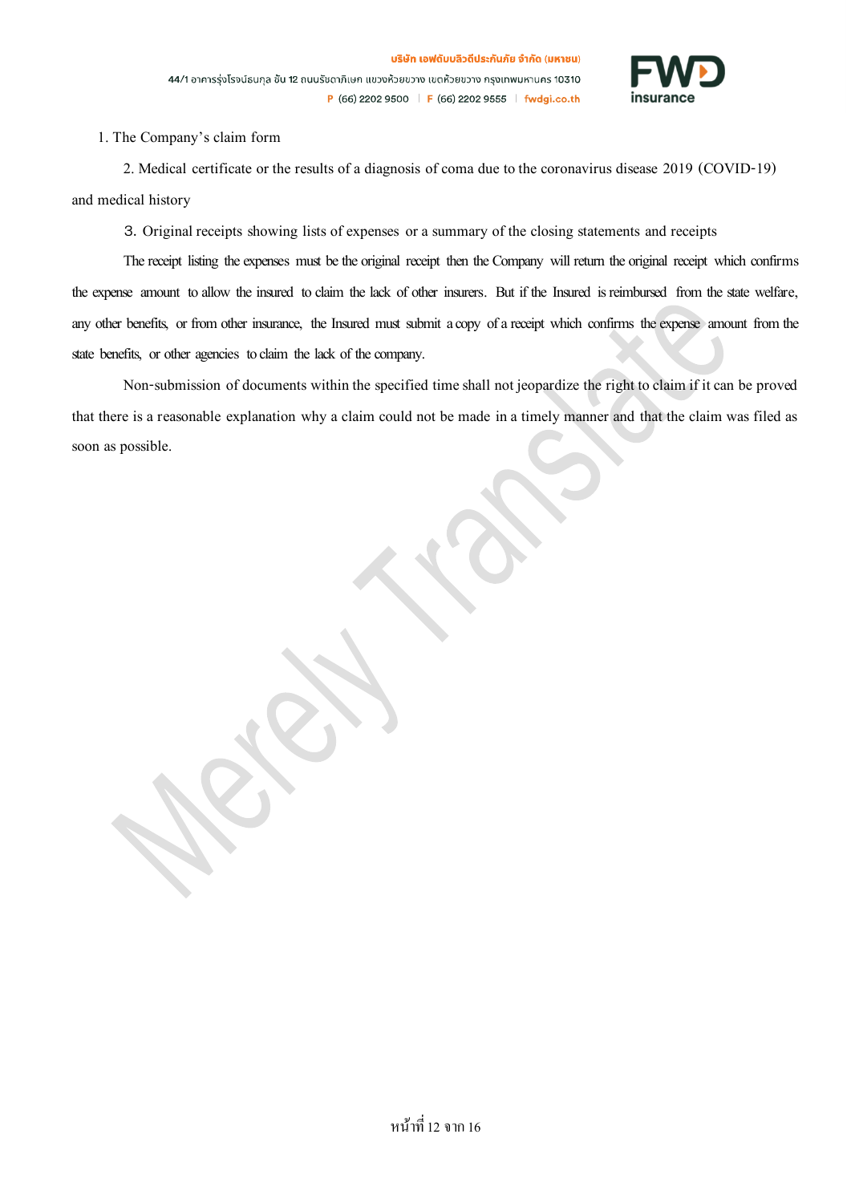1. The Company's claim form

2. Medical certificate or the results of a diagnosis of coma due to the coronavirus disease 2019 (COVID-19) and medical history

3. Original receipts showing lists of expenses or a summary of the closing statements and receipts

The receipt listing the expenses must be the original receipt then the Company will return the original receipt which confirms the expense amount to allow the insured to claim the lack of other insurers. But if the Insured is reimbursed from the state welfare, any other benefits, or from other insurance, the Insured must submit a copy of a receipt which confirms the expense amount from the state benefits, or other agencies to claim the lack of the company.

Non-submission of documents within the specified time shall not jeopardize the right to claim if it can be proved that there is a reasonable explanation why a claim could not be made in a timely manner and that the claim was filed as soon as possible.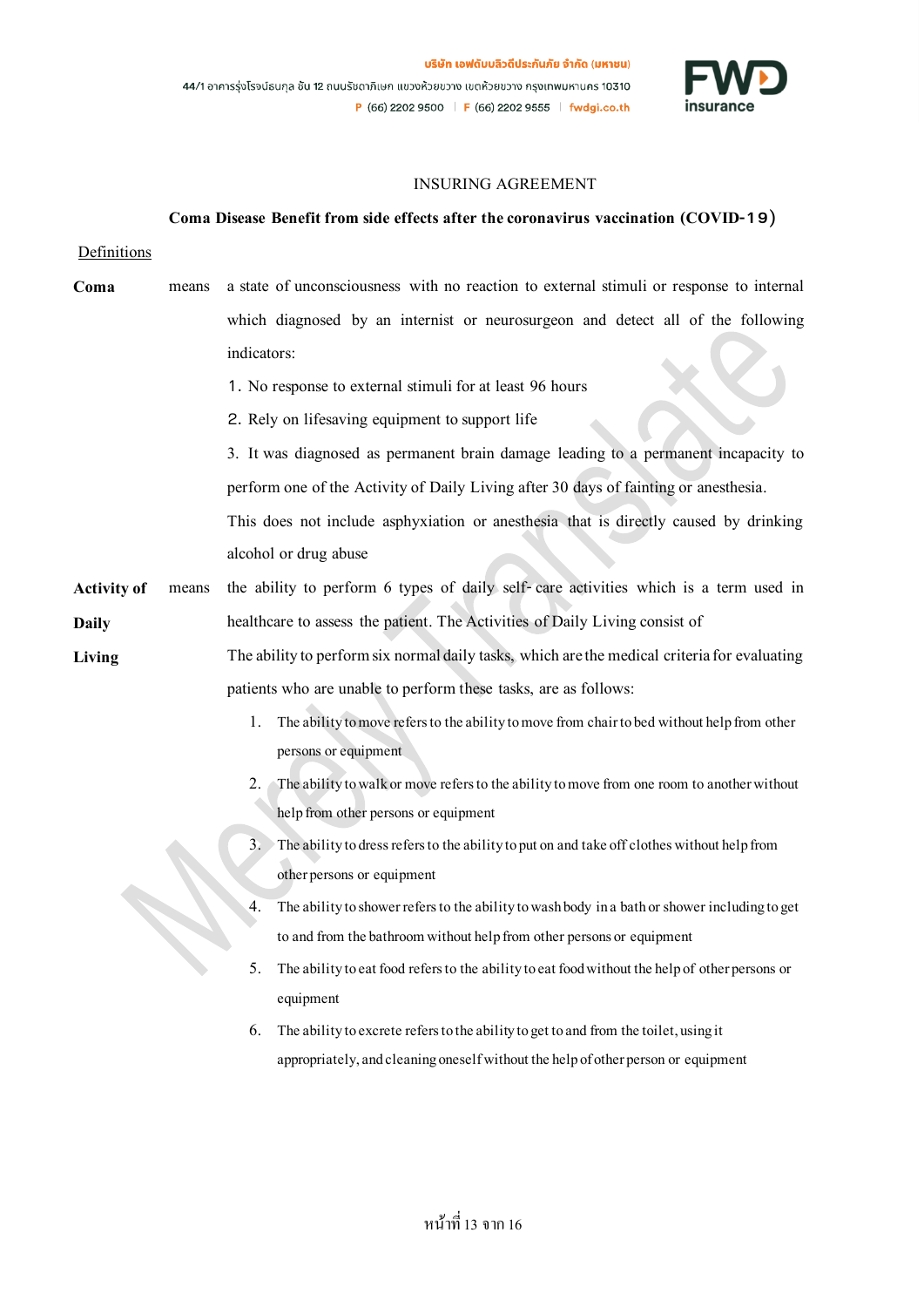## INSURING AGREEMENT

### Coma Disease Benefit from side effects after the coronavirus vaccination (COVID-19)

Definitions

**Coma** means a state of unconsciousness with no reaction to external stimuli or response to internal which diagnosed by an internist or neurosurgeon and detect all of the following indicators:

1. No response to external stimuli for at least 96 hours
2. Rely on lifesaving equipment to support life
3. It was diagnosed as permanent brain damage leading to a permanent incapacity to perform one of the Activity of Daily Living after 30 days of fainting or anesthesia.

This does not include asphyxiation or anesthesia that is directly caused by drinking alcohol or drug abuse

**Activity of Daily Living** means the ability to perform 6 types of daily self-care activities which is a term used in healthcare to assess the patient. The Activities of Daily Living consist of

The ability to perform six normal daily tasks, which are the medical criteria for evaluating patients who are unable to perform these tasks, are as follows:

1. The ability to move refers to the ability to move from chair to bed without help from other persons or equipment
2. The ability to walk or move refers to the ability to move from one room to another without help from other persons or equipment
3. The ability to dress refers to the ability to put on and take off clothes without help from other persons or equipment
4. The ability to shower refers to the ability to wash body in a bath or shower including to get to and from the bathroom without help from other persons or equipment
5. The ability to eat food refers to the ability to eat food without the help of other persons or equipment
6. The ability to excrete refers to the ability to get to and from the toilet, using it appropriately, and cleaning oneself without the help of other person or equipment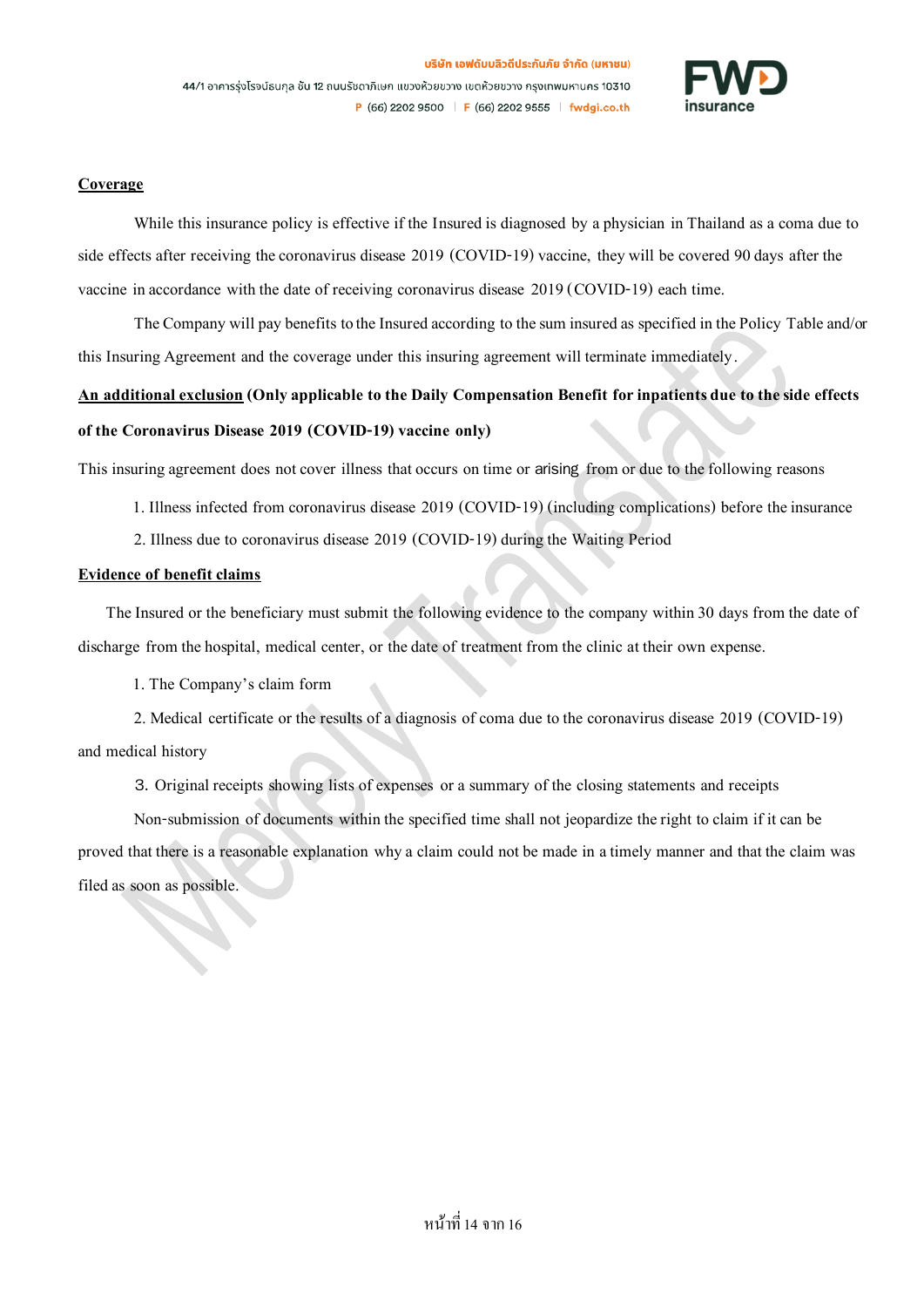**Coverage**

While this insurance policy is effective if the Insured is diagnosed by a physician in Thailand as a coma due to side effects after receiving the coronavirus disease 2019 (COVID-19) vaccine, they will be covered 90 days after the vaccine in accordance with the date of receiving coronavirus disease 2019 (COVID-19) each time.

The Company will pay benefits to the Insured according to the sum insured as specified in the Policy Table and/or this Insuring Agreement and the coverage under this insuring agreement will terminate immediately.

**An additional exclusion (Only applicable to the Daily Compensation Benefit for inpatients due to the side effects of the Coronavirus Disease 2019 (COVID-19) vaccine only)**

This insuring agreement does not cover illness that occurs on time or arising from or due to the following reasons

1. Illness infected from coronavirus disease 2019 (COVID-19) (including complications) before the insurance
2. Illness due to coronavirus disease 2019 (COVID-19) during the Waiting Period

**Evidence of benefit claims**

The Insured or the beneficiary must submit the following evidence to the company within 30 days from the date of discharge from the hospital, medical center, or the date of treatment from the clinic at their own expense.

1. The Company's claim form
2. Medical certificate or the results of a diagnosis of coma due to the coronavirus disease 2019 (COVID-19) and medical history
3. Original receipts showing lists of expenses or a summary of the closing statements and receipts

Non-submission of documents within the specified time shall not jeopardize the right to claim if it can be proved that there is a reasonable explanation why a claim could not be made in a timely manner and that the claim was filed as soon as possible.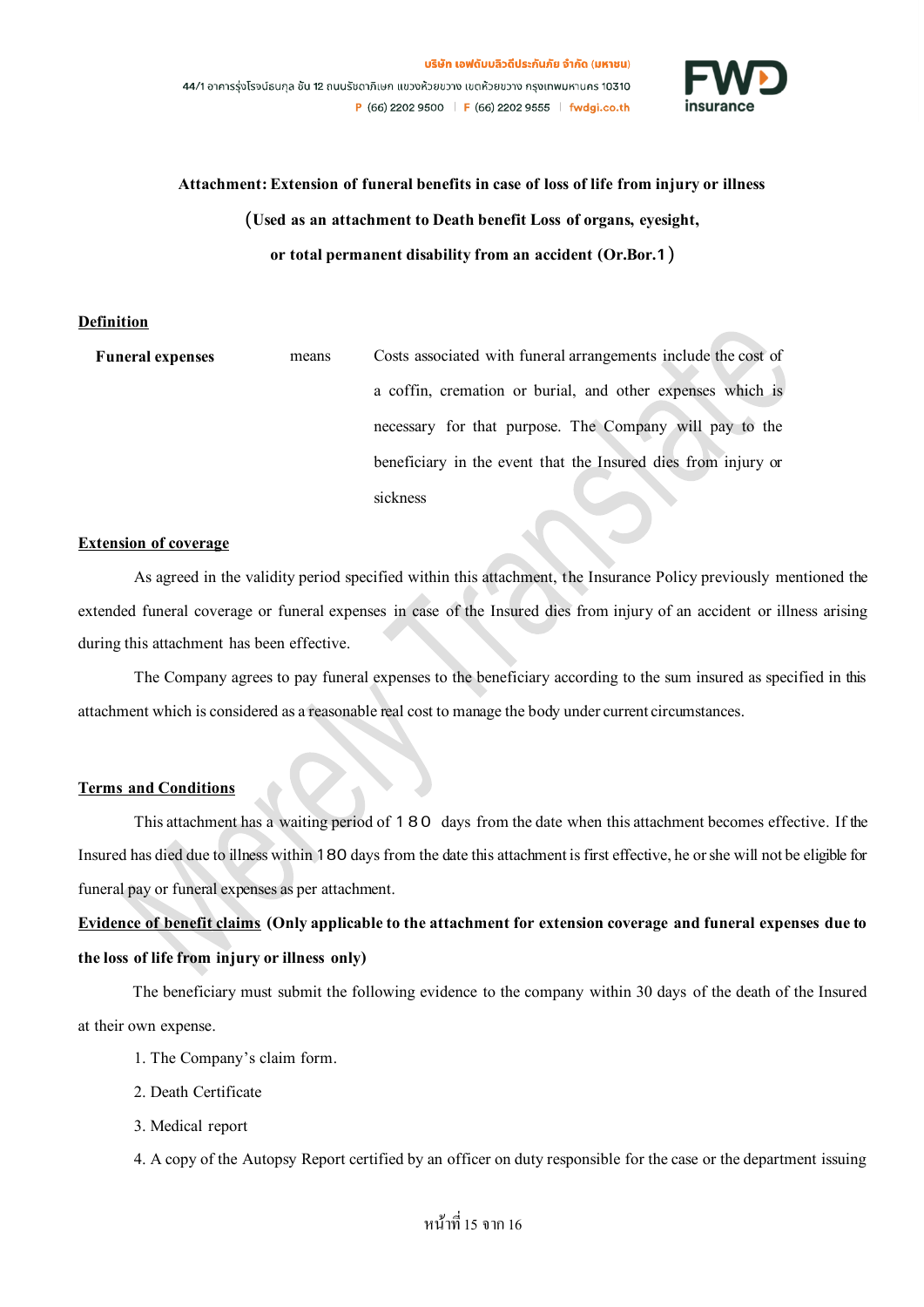**Attachment: Extension of funeral benefits in case of loss of life from injury or illness**

**(Used as an attachment to Death benefit Loss of organs, eyesight,**

**or total permanent disability from an accident (Or.Bor.1)**

**<u>Definition</u>**

**Funeral expenses** means Costs associated with funeral arrangements include the cost of a coffin, cremation or burial, and other expenses which is necessary for that purpose. The Company will pay to the beneficiary in the event that the Insured dies from injury or sickness

**<u>Extension of coverage</u>**

As agreed in the validity period specified within this attachment, the Insurance Policy previously mentioned the extended funeral coverage or funeral expenses in case of the Insured dies from injury of an accident or illness arising during this attachment has been effective.

The Company agrees to pay funeral expenses to the beneficiary according to the sum insured as specified in this attachment which is considered as a reasonable real cost to manage the body under current circumstances.

**<u>Terms and Conditions</u>**

This attachment has a waiting period of 180 days from the date when this attachment becomes effective. If the Insured has died due to illness within 180 days from the date this attachment is first effective, he or she will not be eligible for funeral pay or funeral expenses as per attachment.

**<u>Evidence of benefit claims</u> (Only applicable to the attachment for extension coverage and funeral expenses due to the loss of life from injury or illness only)**

The beneficiary must submit the following evidence to the company within 30 days of the death of the Insured at their own expense.

1. The Company's claim form.
2. Death Certificate
3. Medical report
4. A copy of the Autopsy Report certified by an officer on duty responsible for the case or the department issuing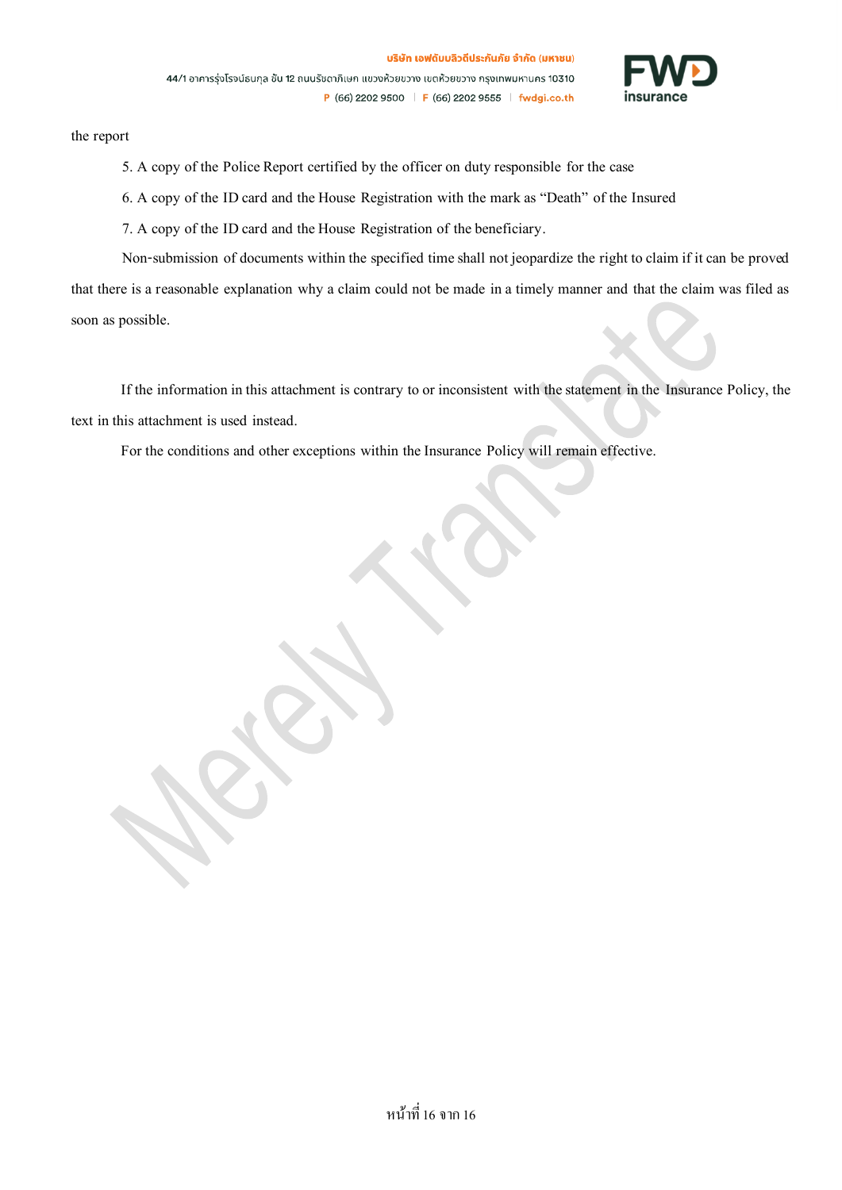the report

5. A copy of the Police Report certified by the officer on duty responsible for the case

6. A copy of the ID card and the House Registration with the mark as "Death" of the Insured

7. A copy of the ID card and the House Registration of the beneficiary.

Non-submission of documents within the specified time shall not jeopardize the right to claim if it can be proved that there is a reasonable explanation why a claim could not be made in a timely manner and that the claim was filed as soon as possible.

If the information in this attachment is contrary to or inconsistent with the statement in the Insurance Policy, the text in this attachment is used instead.

For the conditions and other exceptions within the Insurance Policy will remain effective.